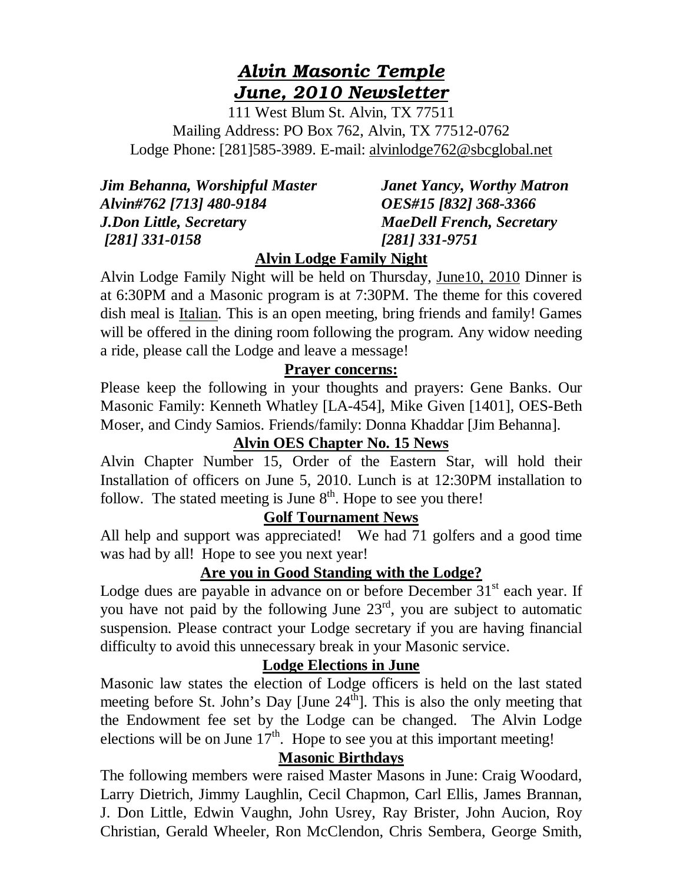# *Alvin Masonic Temple*
# *June, 2010 Newsletter*

111 West Blum St. Alvin, TX 77511
Mailing Address: PO Box 762, Alvin, TX 77512-0762
Lodge Phone: [281]585-3989. E-mail: alvinlodge762@sbcglobal.net

***Jim Behanna, Worshipful Master***
***Alvin#762 [713] 480-9184***
***J.Don Little, Secretary***
***[281] 331-0158***

***Janet Yancy, Worthy Matron***
***OES#15 [832] 368-3366***
***MaeDell French, Secretary***
***[281] 331-9751***

## Alvin Lodge Family Night

Alvin Lodge Family Night will be held on Thursday, June10, 2010 Dinner is at 6:30PM and a Masonic program is at 7:30PM. The theme for this covered dish meal is Italian. This is an open meeting, bring friends and family! Games will be offered in the dining room following the program. Any widow needing a ride, please call the Lodge and leave a message!

## Prayer concerns:

Please keep the following in your thoughts and prayers: Gene Banks. Our Masonic Family: Kenneth Whatley [LA-454], Mike Given [1401], OES-Beth Moser, and Cindy Samios. Friends/family: Donna Khaddar [Jim Behanna].

## Alvin OES Chapter No. 15 News

Alvin Chapter Number 15, Order of the Eastern Star, will hold their Installation of officers on June 5, 2010. Lunch is at 12:30PM installation to follow. The stated meeting is June 8th. Hope to see you there!

## Golf Tournament News

All help and support was appreciated! We had 71 golfers and a good time was had by all! Hope to see you next year!

## Are you in Good Standing with the Lodge?

Lodge dues are payable in advance on or before December 31st each year. If you have not paid by the following June 23rd, you are subject to automatic suspension. Please contract your Lodge secretary if you are having financial difficulty to avoid this unnecessary break in your Masonic service.

## Lodge Elections in June

Masonic law states the election of Lodge officers is held on the last stated meeting before St. John's Day [June 24th]. This is also the only meeting that the Endowment fee set by the Lodge can be changed. The Alvin Lodge elections will be on June 17th. Hope to see you at this important meeting!

## Masonic Birthdays

The following members were raised Master Masons in June: Craig Woodard, Larry Dietrich, Jimmy Laughlin, Cecil Chapmon, Carl Ellis, James Brannan, J. Don Little, Edwin Vaughn, John Usrey, Ray Brister, John Aucion, Roy Christian, Gerald Wheeler, Ron McClendon, Chris Sembera, George Smith,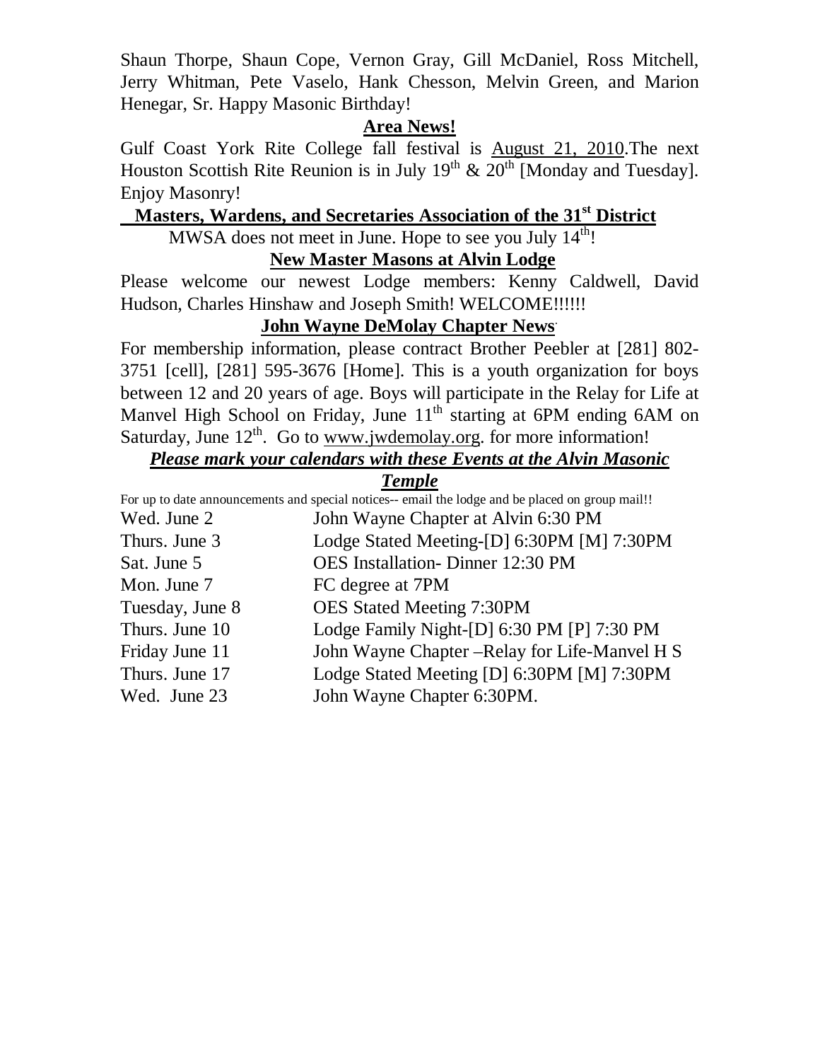Shaun Thorpe, Shaun Cope, Vernon Gray, Gill McDaniel, Ross Mitchell, Jerry Whitman, Pete Vaselo, Hank Chesson, Melvin Green, and Marion Henegar, Sr. Happy Masonic Birthday!

## Area News!

Gulf Coast York Rite College fall festival is August 21, 2010.The next Houston Scottish Rite Reunion is in July 19th & 20th [Monday and Tuesday]. Enjoy Masonry!

## Masters, Wardens, and Secretaries Association of the 31st District

MWSA does not meet in June. Hope to see you July 14th!

## New Master Masons at Alvin Lodge

Please welcome our newest Lodge members: Kenny Caldwell, David Hudson, Charles Hinshaw and Joseph Smith! WELCOME!!!!!!

## John Wayne DeMolay Chapter News.

For membership information, please contract Brother Peebler at [281] 802-3751 [cell], [281] 595-3676 [Home]. This is a youth organization for boys between 12 and 20 years of age. Boys will participate in the Relay for Life at Manvel High School on Friday, June 11th starting at 6PM ending 6AM on Saturday, June 12th. Go to www.jwdemolay.org. for more information!

## *Please mark your calendars with these Events at the Alvin Masonic Temple*

For up to date announcements and special notices-- email the lodge and be placed on group mail!!

| | |
|---|---|
| Wed. June 2 | John Wayne Chapter at Alvin 6:30 PM |
| Thurs. June 3 | Lodge Stated Meeting-[D] 6:30PM [M] 7:30PM |
| Sat. June 5 | OES Installation- Dinner 12:30 PM |
| Mon. June 7 | FC degree at 7PM |
| Tuesday, June 8 | OES Stated Meeting 7:30PM |
| Thurs. June 10 | Lodge Family Night-[D] 6:30 PM [P] 7:30 PM |
| Friday June 11 | John Wayne Chapter –Relay for Life-Manvel H S |
| Thurs. June 17 | Lodge Stated Meeting [D] 6:30PM [M] 7:30PM |
| Wed. June 23 | John Wayne Chapter 6:30PM. |